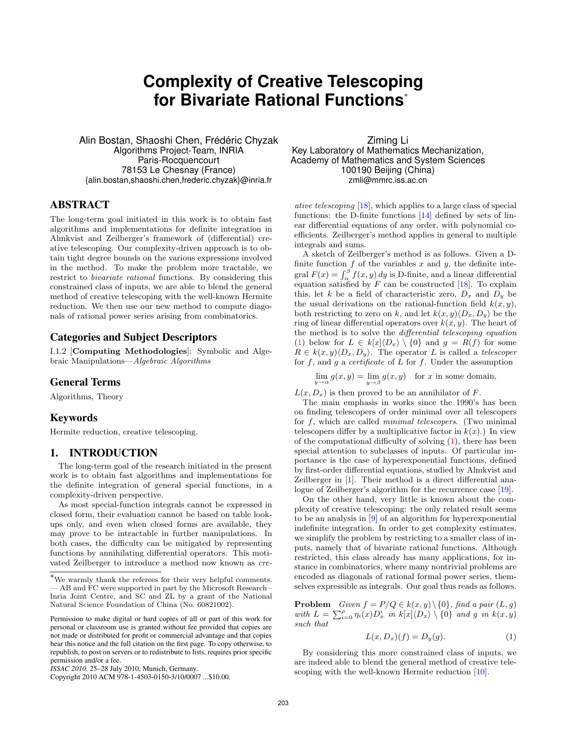# Complexity of Creative Telescoping for Bivariate Rational Functions*

Alin Bostan, Shaoshi Chen, Frédéric Chyzak
Algorithms Project-Team, INRIA
Paris-Rocquencourt
78153 Le Chesnay (France)
{alin.bostan,shaoshi.chen,frederic.chyzak}@inria.fr

Ziming Li
Key Laboratory of Mathematics Mechanization,
Academy of Mathematics and Systems Sciences
100190 Beijing (China)
zmli@mmrc.iss.ac.cn

## ABSTRACT

The long-term goal initiated in this work is to obtain fast algorithms and implementations for definite integration in Almkvist and Zeilberger's framework of (differential) creative telescoping. Our complexity-driven approach is to obtain tight degree bounds on the various expressions involved in the method. To make the problem more tractable, we restrict to *bivariate rational* functions. By considering this constrained class of inputs, we are able to blend the general method of creative telescoping with the well-known Hermite reduction. We then use our new method to compute diagonals of rational power series arising from combinatorics.

## Categories and Subject Descriptors

I.1.2 [**Computing Methodologies**]: Symbolic and Algebraic Manipulations—*Algebraic Algorithms*

## General Terms

Algorithms, Theory

## Keywords

Hermite reduction, creative telescoping.

## 1. INTRODUCTION

The long-term goal of the research initiated in the present work is to obtain fast algorithms and implementations for the definite integration of general special functions, in a complexity-driven perspective.

As most special-function integrals cannot be expressed in closed form, their evaluation cannot be based on table look-ups only, and even when closed forms are available, they may prove to be intractable in further manipulations. In both cases, the difficulty can be mitigated by representing functions by annihilating differential operators. This motivated Zeilberger to introduce a method now known as *creative telescoping* [18], which applies to a large class of special functions: the D-finite functions [14] defined by sets of linear differential equations of any order, with polynomial coefficients. Zeilberger's method applies in general to multiple integrals and sums.

A sketch of Zeilberger's method is as follows. Given a D-finite function $f$ of the variables $x$ and $y$, the definite integral $F(x) = \int_\alpha^\beta f(x, y)\, dy$ is D-finite, and a linear differential equation satisfied by $F$ can be constructed [18]. To explain this, let $k$ be a field of characteristic zero, $D_x$ and $D_y$ be the usual derivations on the rational-function field $k(x, y)$, both restricting to zero on $k$, and let $k(x, y)\langle D_x, D_y\rangle$ be the ring of linear differential operators over $k(x, y)$. The heart of the method is to solve the *differential telescoping equation* (1) below for $L \in k[x]\langle D_x\rangle \setminus \{0\}$ and $g = R(f)$ for some $R \in k(x, y)\langle D_x, D_y\rangle$. The operator $L$ is called a *telescoper* for $f$, and $g$ a *certificate* of $L$ for $f$. Under the assumption

$$\lim_{y\to\alpha} g(x, y) = \lim_{y\to\beta} g(x, y) \quad \text{for } x \text{ in some domain,}$$

$L(x, D_x)$ is then proved to be an annihilator of $F$.

The main emphasis in works since the 1990's has been on finding telescopers of order minimal over all telescopers for $f$, which are called *minimal telescopers*. (Two minimal telescopers differ by a multiplicative factor in $k(x)$.) In view of the computational difficulty of solving (1), there has been special attention to subclasses of inputs. Of particular importance is the case of hyperexponential functions, defined by first-order differential equations, studied by Almkvist and Zeilberger in [1]. Their method is a direct differential analogue of Zeilberger's algorithm for the recurrence case [19].

On the other hand, very little is known about the complexity of creative telescoping: the only related result seems to be an analysis in [9] of an algorithm for hyperexponential indefinite integration. In order to get complexity estimates, we simplify the problem by restricting to a smaller class of inputs, namely that of bivariate rational functions. Although restricted, this class already has many applications, for instance in combinatorics, where many nontrivial problems are encoded as diagonals of rational formal power series, themselves expressible as integrals. Our goal thus reads as follows.

**Problem** *Given $f = P/Q \in k(x, y) \setminus \{0\}$, find a pair $(L, g)$ with $L = \sum_{i=0}^{\rho} \eta_i(x) D_x^i$ in $k[x]\langle D_x\rangle \setminus \{0\}$ and $g$ in $k(x, y)$ such that*

$$L(x, D_x)(f) = D_y(g). \tag{1}$$

By considering this more constrained class of inputs, we are indeed able to blend the general method of creative telescoping with the well-known Hermite reduction [10].

*We warmly thank the referees for their very helpful comments. — AB and FC were supported in part by the Microsoft Research – Inria Joint Centre, and SC and ZL by a grant of the National Natural Science Foundation of China (No. 60821002).

Permission to make digital or hard copies of all or part of this work for personal or classroom use is granted without fee provided that copies are not made or distributed for profit or commercial advantage and that copies bear this notice and the full citation on the first page. To copy otherwise, to republish, to post on servers or to redistribute to lists, requires prior specific permission and/or a fee.
*ISSAC 2010*, 25–28 July 2010, Munich, Germany.
Copyright 2010 ACM 978-1-4503-0150-3/10/0007 ...$10.00.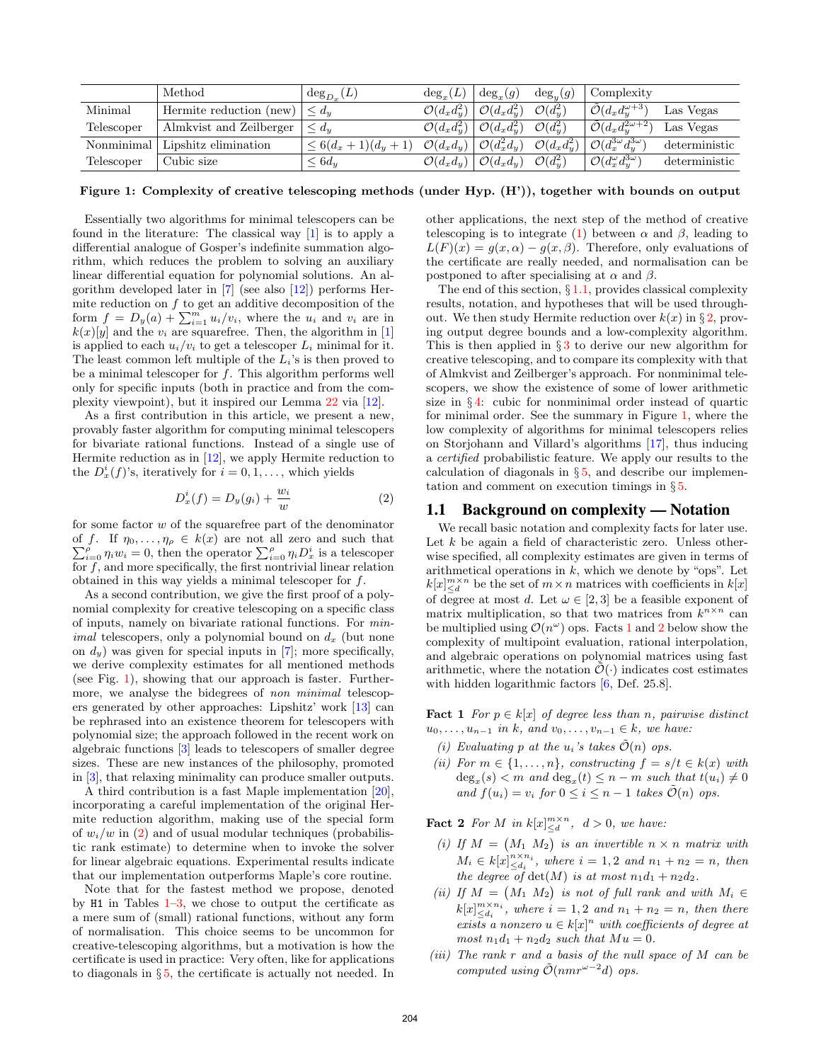| | Method | $\deg_{D_x}(L)$ | $\deg_x(L)$ | $\deg_x(g)$ | $\deg_y(g)$ | Complexity | |
|---|---|---|---|---|---|---|---|
| Minimal | Hermite reduction (new) | $\leq d_y$ | $\mathcal{O}(d_x d_y^2)$ | $\mathcal{O}(d_x d_y^2)$ | $\mathcal{O}(d_y^2)$ | $\tilde{\mathcal{O}}(d_x d_y^{\omega+3})$ | Las Vegas |
| Telescoper | Almkvist and Zeilberger | $\leq d_y$ | $\mathcal{O}(d_x d_y^2)$ | $\mathcal{O}(d_x d_y^2)$ | $\mathcal{O}(d_y^2)$ | $\tilde{\mathcal{O}}(d_x d_y^{2\omega+2})$ | Las Vegas |
| Nonminimal | Lipshitz elimination | $\leq 6(d_x+1)(d_y+1)$ | $\mathcal{O}(d_x d_y)$ | $\mathcal{O}(d_x^2 d_y)$ | $\mathcal{O}(d_x d_y^2)$ | $\mathcal{O}(d_x^{3\omega} d_y^{3\omega})$ | deterministic |
| Telescoper | Cubic size | $\leq 6 d_y$ | $\mathcal{O}(d_x d_y)$ | $\mathcal{O}(d_x d_y)$ | $\mathcal{O}(d_y^2)$ | $\mathcal{O}(d_x^{\omega} d_y^{3\omega})$ | deterministic |

**Figure 1: Complexity of creative telescoping methods (under Hyp. (H')), together with bounds on output**

Essentially two algorithms for minimal telescopers can be found in the literature: The classical way [1] is to apply a differential analogue of Gosper's indefinite summation algorithm, which reduces the problem to solving an auxiliary linear differential equation for polynomial solutions. An algorithm developed later in [7] (see also [12]) performs Hermite reduction on $f$ to get an additive decomposition of the form $f = D_y(a) + \sum_{i=1}^m u_i/v_i$, where the $u_i$ and $v_i$ are in $k(x)[y]$ and the $v_i$ are squarefree. Then, the algorithm in [1] is applied to each $u_i/v_i$ to get a telescoper $L_i$ minimal for it. The least common left multiple of the $L_i$'s is then proved to be a minimal telescoper for $f$. This algorithm performs well only for specific inputs (both in practice and from the complexity viewpoint), but it inspired our Lemma 22 via [12].

As a first contribution in this article, we present a new, provably faster algorithm for computing minimal telescopers for bivariate rational functions. Instead of a single use of Hermite reduction as in [12], we apply Hermite reduction to the $D_x^i(f)$'s, iteratively for $i = 0, 1, \ldots$, which yields

$$D_x^i(f) = D_y(g_i) + \frac{w_i}{w} \tag{2}$$

for some factor $w$ of the squarefree part of the denominator of $f$. If $\eta_0, \ldots, \eta_\rho \in k(x)$ are not all zero and such that $\sum_{i=0}^{\rho} \eta_i w_i = 0$, then the operator $\sum_{i=0}^{\rho} \eta_i D_x^i$ is a telescoper for $f$, and more specifically, the first nontrivial linear relation obtained in this way yields a minimal telescoper for $f$.

As a second contribution, we give the first proof of a polynomial complexity for creative telescoping on a specific class of inputs, namely on bivariate rational functions. For *minimal* telescopers, only a polynomial bound on $d_x$ (but none on $d_y$) was given for special inputs in [7]; more specifically, we derive complexity estimates for all mentioned methods (see Fig. 1), showing that our approach is faster. Furthermore, we analyse the bidegrees of *non minimal* telescopers generated by other approaches: Lipshitz' work [13] can be rephrased into an existence theorem for telescopers with polynomial size; the approach followed in the recent work on algebraic functions [3] leads to telescopers of smaller degree sizes. These are new instances of the philosophy, promoted in [3], that relaxing minimality can produce smaller outputs.

A third contribution is a fast Maple implementation [20], incorporating a careful implementation of the original Hermite reduction algorithm, making use of the special form of $w_i/w$ in (2) and of usual modular techniques (probabilistic rank estimate) to determine when to invoke the solver for linear algebraic equations. Experimental results indicate that our implementation outperforms Maple's core routine.

Note that for the fastest method we propose, denoted by H1 in Tables 1–3, we chose to output the certificate as a mere sum of (small) rational functions, without any form of normalisation. This choice seems to be uncommon for creative-telescoping algorithms, but a motivation is how the certificate is used in practice: Very often, like for applications to diagonals in § 5, the certificate is actually not needed. In other applications, the next step of the method of creative telescoping is to integrate (1) between $\alpha$ and $\beta$, leading to $L(F)(x) = g(x, \alpha) - g(x, \beta)$. Therefore, only evaluations of the certificate are really needed, and normalisation can be postponed to after specialising at $\alpha$ and $\beta$.

The end of this section, § 1.1, provides classical complexity results, notation, and hypotheses that will be used throughout. We then study Hermite reduction over $k(x)$ in § 2, proving output degree bounds and a low-complexity algorithm. This is then applied in § 3 to derive our new algorithm for creative telescoping, and to compare its complexity with that of Almkvist and Zeilberger's approach. For nonminimal telescopers, we show the existence of some of lower arithmetic size in § 4: cubic for nonminimal order instead of quartic for minimal order. See the summary in Figure 1, where the low complexity of algorithms for minimal telescopers relies on Storjohann and Villard's algorithms [17], thus inducing a *certified* probabilistic feature. We apply our results to the calculation of diagonals in § 5, and describe our implementation and comment on execution timings in § 5.

## 1.1 Background on complexity — Notation

We recall basic notation and complexity facts for later use. Let $k$ be again a field of characteristic zero. Unless otherwise specified, all complexity estimates are given in terms of arithmetical operations in $k$, which we denote by "ops". Let $k[x]_{\leq d}^{m \times n}$ be the set of $m \times n$ matrices with coefficients in $k[x]$ of degree at most $d$. Let $\omega \in [2, 3]$ be a feasible exponent of matrix multiplication, so that two matrices from $k^{n \times n}$ can be multiplied using $\mathcal{O}(n^\omega)$ ops. Facts 1 and 2 below show the complexity of multipoint evaluation, rational interpolation, and algebraic operations on polynomial matrices using fast arithmetic, where the notation $\tilde{\mathcal{O}}(\cdot)$ indicates cost estimates with hidden logarithmic factors [6, Def. 25.8].

**Fact 1** *For $p \in k[x]$ of degree less than $n$, pairwise distinct $u_0, \ldots, u_{n-1}$ in $k$, and $v_0, \ldots, v_{n-1} \in k$, we have:*

*(i) Evaluating $p$ at the $u_i$'s takes $\tilde{\mathcal{O}}(n)$ ops.*

*(ii) For $m \in \{1, \ldots, n\}$, constructing $f = s/t \in k(x)$ with $\deg_x(s) < m$ and $\deg_x(t) \leq n - m$ such that $t(u_i) \neq 0$ and $f(u_i) = v_i$ for $0 \leq i \leq n-1$ takes $\tilde{\mathcal{O}}(n)$ ops.*

**Fact 2** *For $M$ in $k[x]_{\leq d}^{m \times n}$, $d > 0$, we have:*

*(i) If $M = (M_1 \ M_2)$ is an invertible $n \times n$ matrix with $M_i \in k[x]_{\leq d_i}^{n \times n_i}$, where $i = 1, 2$ and $n_1 + n_2 = n$, then the degree of $\det(M)$ is at most $n_1 d_1 + n_2 d_2$.*

*(ii) If $M = (M_1 \ M_2)$ is not of full rank and with $M_i \in k[x]_{\leq d_i}^{m \times n_i}$, where $i = 1, 2$ and $n_1 + n_2 = n$, then there exists a nonzero $u \in k[x]^n$ with coefficients of degree at most $n_1 d_1 + n_2 d_2$ such that $Mu = 0$.*

*(iii) The rank $r$ and a basis of the null space of $M$ can be computed using $\tilde{\mathcal{O}}(nmr^{\omega-2}d)$ ops.*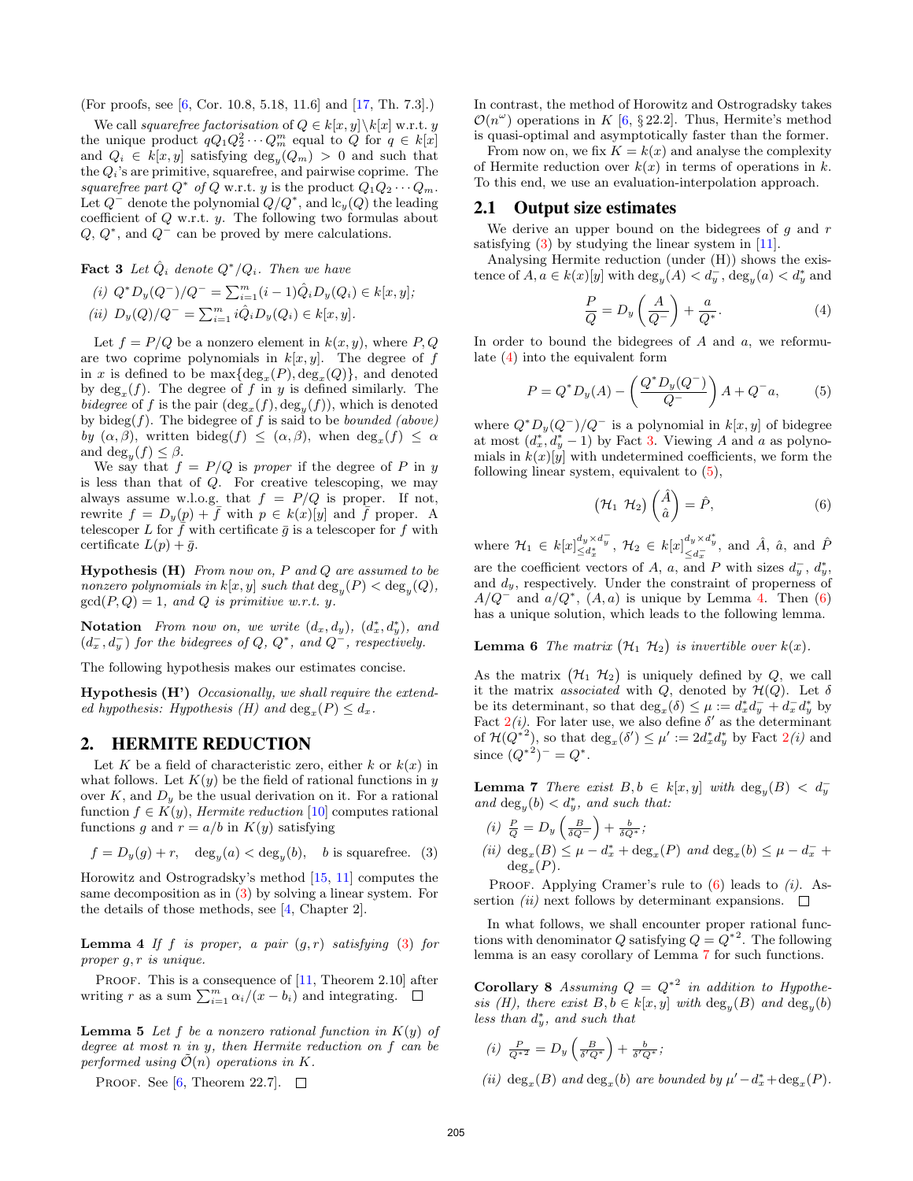(For proofs, see [6, Cor. 10.8, 5.18, 11.6] and [17, Th. 7.3].)

We call *squarefree factorisation* of $Q \in k[x,y]\setminus k[x]$ w.r.t. $y$ the unique product $qQ_1Q_2^2\cdots Q_m^m$ equal to $Q$ for $q \in k[x]$ and $Q_i \in k[x,y]$ satisfying $\deg_y(Q_m) > 0$ and such that the $Q_i$'s are primitive, squarefree, and pairwise coprime. The *squarefree part* $Q^*$ *of* $Q$ w.r.t. $y$ is the product $Q_1Q_2\cdots Q_m$. Let $Q^-$ denote the polynomial $Q/Q^*$, and $\mathrm{lc}_y(Q)$ the leading coefficient of $Q$ w.r.t. $y$. The following two formulas about $Q$, $Q^*$, and $Q^-$ can be proved by mere calculations.

**Fact 3** *Let $\hat{Q}_i$ denote $Q^*/Q_i$. Then we have*

*(i)* $Q^*D_y(Q^-)/Q^- = \sum_{i=1}^m (i-1)\hat{Q}_iD_y(Q_i) \in k[x,y]$;

*(ii)* $D_y(Q)/Q^- = \sum_{i=1}^m i\hat{Q}_iD_y(Q_i) \in k[x,y]$.

Let $f = P/Q$ be a nonzero element in $k(x,y)$, where $P, Q$ are two coprime polynomials in $k[x,y]$. The degree of $f$ in $x$ is defined to be $\max\{\deg_x(P), \deg_x(Q)\}$, and denoted by $\deg_x(f)$. The degree of $f$ in $y$ is defined similarly. The *bidegree* of $f$ is the pair $(\deg_x(f), \deg_y(f))$, which is denoted by $\mathrm{bideg}(f)$. The bidegree of $f$ is said to be *bounded (above) by* $(\alpha, \beta)$, written $\mathrm{bideg}(f) \le (\alpha,\beta)$, when $\deg_x(f) \le \alpha$ and $\deg_y(f) \le \beta$.

We say that $f = P/Q$ is *proper* if the degree of $P$ in $y$ is less than that of $Q$. For creative telescoping, we may always assume w.l.o.g. that $f = P/Q$ is proper. If not, rewrite $f = D_y(p) + \bar{f}$ with $p \in k(x)[y]$ and $\bar{f}$ proper. A telescoper $L$ for $\bar{f}$ with certificate $\bar{g}$ is a telescoper for $f$ with certificate $L(p) + \bar{g}$.

**Hypothesis (H)** *From now on, $P$ and $Q$ are assumed to be nonzero polynomials in $k[x,y]$ such that $\deg_y(P) < \deg_y(Q)$, $\gcd(P,Q) = 1$, and $Q$ is primitive w.r.t. $y$.*

**Notation** *From now on, we write $(d_x, d_y)$, $(d_x^*, d_y^*)$, and $(d_x^-, d_y^-)$ for the bidegrees of $Q$, $Q^*$, and $Q^-$, respectively.*

The following hypothesis makes our estimates concise.

**Hypothesis (H')** *Occasionally, we shall require the extended hypothesis: Hypothesis (H) and $\deg_x(P) \le d_x$.*

## 2. HERMITE REDUCTION

Let $K$ be a field of characteristic zero, either $k$ or $k(x)$ in what follows. Let $K(y)$ be the field of rational functions in $y$ over $K$, and $D_y$ be the usual derivation on it. For a rational function $f \in K(y)$, *Hermite reduction* [10] computes rational functions $g$ and $r = a/b$ in $K(y)$ satisfying

$$f = D_y(g) + r, \quad \deg_y(a) < \deg_y(b), \quad b \text{ is squarefree.} \quad (3)$$

Horowitz and Ostrogradsky's method [15, 11] computes the same decomposition as in (3) by solving a linear system. For the details of those methods, see [4, Chapter 2].

**Lemma 4** *If $f$ is proper, a pair $(g,r)$ satisfying (3) for proper $g, r$ is unique.*

PROOF. This is a consequence of [11, Theorem 2.10] after writing $r$ as a sum $\sum_{i=1}^m \alpha_i/(x-b_i)$ and integrating. $\square$

**Lemma 5** *Let $f$ be a nonzero rational function in $K(y)$ of degree at most $n$ in $y$, then Hermite reduction on $f$ can be performed using $\tilde{\mathcal{O}}(n)$ operations in $K$.*

PROOF. See [6, Theorem 22.7]. $\square$

In contrast, the method of Horowitz and Ostrogradsky takes $\mathcal{O}(n^\omega)$ operations in $K$ [6, § 22.2]. Thus, Hermite's method is quasi-optimal and asymptotically faster than the former.

From now on, we fix $K = k(x)$ and analyse the complexity of Hermite reduction over $k(x)$ in terms of operations in $k$. To this end, we use an evaluation-interpolation approach.

### 2.1 Output size estimates

We derive an upper bound on the bidegrees of $g$ and $r$ satisfying (3) by studying the linear system in [11].

Analysing Hermite reduction (under (H)) shows the existence of $A, a \in k(x)[y]$ with $\deg_y(A) < d_y^-$, $\deg_y(a) < d_y^*$ and

$$\frac{P}{Q} = D_y\left(\frac{A}{Q^-}\right) + \frac{a}{Q^*}. \quad (4)$$

In order to bound the bidegrees of $A$ and $a$, we reformulate (4) into the equivalent form

$$P = Q^*D_y(A) - \left(\frac{Q^*D_y(Q^-)}{Q^-}\right)A + Q^-a, \quad (5)$$

where $Q^*D_y(Q^-)/Q^-$ is a polynomial in $k[x,y]$ of bidegree at most $(d_x^*, d_y^* - 1)$ by Fact 3. Viewing $A$ and $a$ as polynomials in $k(x)[y]$ with undetermined coefficients, we form the following linear system, equivalent to (5),

$$\begin{pmatrix}\mathcal{H}_1 & \mathcal{H}_2\end{pmatrix}\begin{pmatrix}\hat{A}\\ \hat{a}\end{pmatrix} = \hat{P}, \quad (6)$$

where $\mathcal{H}_1 \in k[x]_{\le d_x^*}^{d_y \times d_y^-}$, $\mathcal{H}_2 \in k[x]_{\le d_x^-}^{d_y \times d_y^*}$, and $\hat{A}$, $\hat{a}$, and $\hat{P}$ are the coefficient vectors of $A$, $a$, and $P$ with sizes $d_y^-$, $d_y^*$, and $d_y$, respectively. Under the constraint of properness of $A/Q^-$ and $a/Q^*$, $(A,a)$ is unique by Lemma 4. Then (6) has a unique solution, which leads to the following lemma.

**Lemma 6** *The matrix $\begin{pmatrix}\mathcal{H}_1 & \mathcal{H}_2\end{pmatrix}$ is invertible over $k(x)$.*

As the matrix $\begin{pmatrix}\mathcal{H}_1 & \mathcal{H}_2\end{pmatrix}$ is uniquely defined by $Q$, we call it the matrix *associated* with $Q$, denoted by $\mathcal{H}(Q)$. Let $\delta$ be its determinant, so that $\deg_x(\delta) \le \mu := d_x^*d_y^- + d_x^-d_y^*$ by Fact 2*(i)*. For later use, we also define $\delta'$ as the determinant of $\mathcal{H}(Q^{*2})$, so that $\deg_x(\delta') \le \mu' := 2d_x^*d_y^*$ by Fact 2*(i)* and since $(Q^{*2})^- = Q^*$.

**Lemma 7** *There exist $B, b \in k[x,y]$ with $\deg_y(B) < d_y^-$ and $\deg_y(b) < d_y^*$, and such that:*

*(i)* $\frac{P}{Q} = D_y\left(\frac{B}{\delta Q^-}\right) + \frac{b}{\delta Q^*}$;

*(ii)* $\deg_x(B) \le \mu - d_x^* + \deg_x(P)$ *and* $\deg_x(b) \le \mu - d_x^- + \deg_x(P)$.

PROOF. Applying Cramer's rule to (6) leads to *(i)*. Assertion *(ii)* next follows by determinant expansions. $\square$

In what follows, we shall encounter proper rational functions with denominator $Q$ satisfying $Q = Q^{*2}$. The following lemma is an easy corollary of Lemma 7 for such functions.

**Corollary 8** *Assuming $Q = Q^{*2}$ in addition to Hypothesis (H), there exist $B, b \in k[x,y]$ with $\deg_y(B)$ and $\deg_y(b)$ less than $d_y^*$, and such that*

*(i)* $\frac{P}{Q^{*2}} = D_y\left(\frac{B}{\delta' Q^*}\right) + \frac{b}{\delta' Q^*}$;

*(ii)* $\deg_x(B)$ *and* $\deg_x(b)$ *are bounded by* $\mu' - d_x^* + \deg_x(P)$.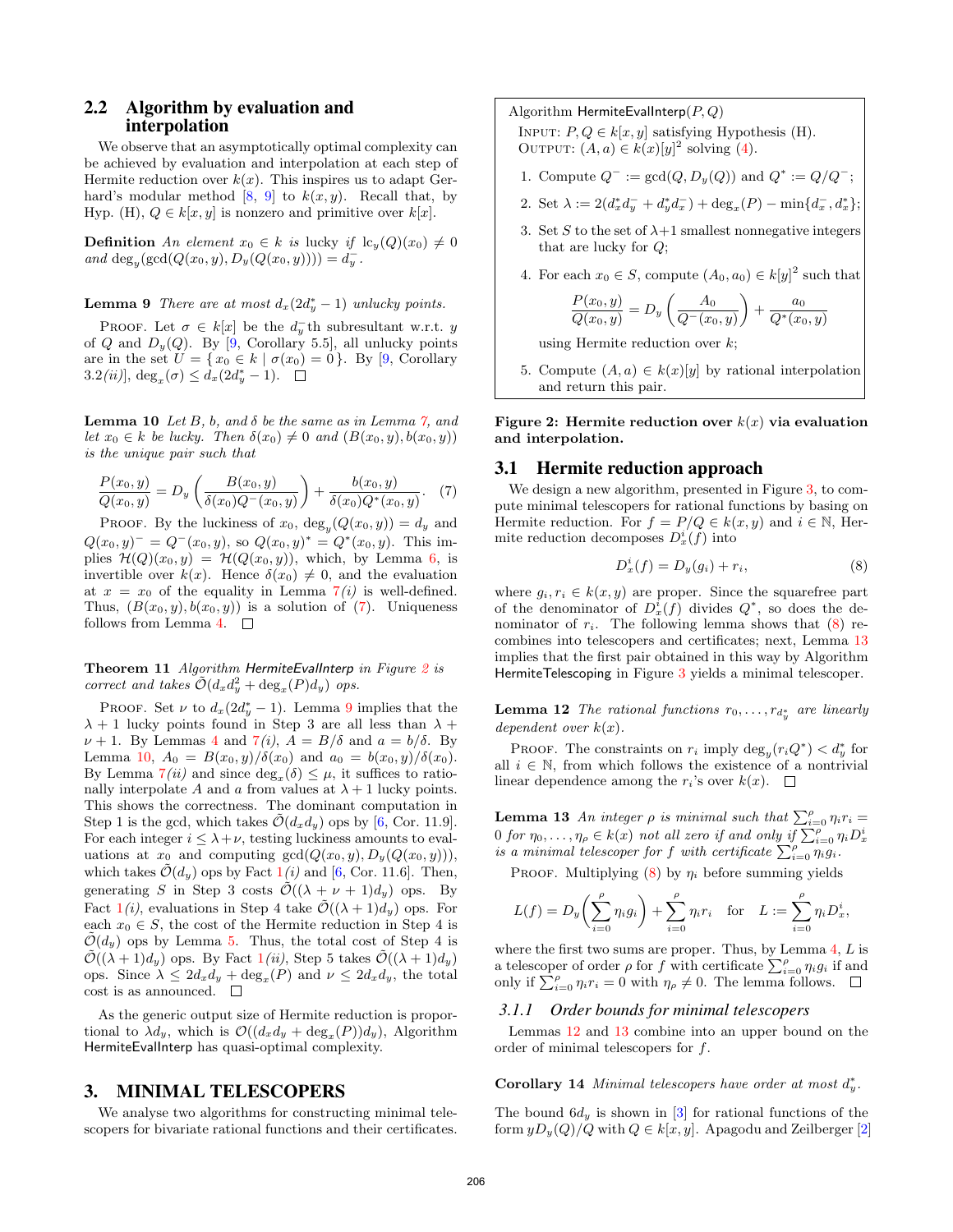## 2.2 Algorithm by evaluation and interpolation

We observe that an asymptotically optimal complexity can be achieved by evaluation and interpolation at each step of Hermite reduction over $k(x)$. This inspires us to adapt Gerhard's modular method [8, 9] to $k(x, y)$. Recall that, by Hyp. (H), $Q \in k[x, y]$ is nonzero and primitive over $k[x]$.

**Definition** *An element $x_0 \in k$ is lucky if $\mathrm{lc}_y(Q)(x_0) \neq 0$ and $\deg_y(\gcd(Q(x_0, y), D_y(Q(x_0, y)))) = d_y^-$.*

**Lemma 9** *There are at most $d_x(2d_y^* - 1)$ unlucky points.*

Proof. Let $\sigma \in k[x]$ be the $d_y^-$th subresultant w.r.t. $y$ of $Q$ and $D_y(Q)$. By [9, Corollary 5.5], all unlucky points are in the set $U = \{ x_0 \in k \mid \sigma(x_0) = 0 \}$. By [9, Corollary 3.2*(ii)*], $\deg_x(\sigma) \leq d_x(2d_y^* - 1)$. □

**Lemma 10** *Let $B$, $b$, and $\delta$ be the same as in Lemma 7, and let $x_0 \in k$ be lucky. Then $\delta(x_0) \neq 0$ and $(B(x_0, y), b(x_0, y))$ is the unique pair such that*

$$\frac{P(x_0, y)}{Q(x_0, y)} = D_y\left(\frac{B(x_0, y)}{\delta(x_0)Q^-(x_0, y)}\right) + \frac{b(x_0, y)}{\delta(x_0)Q^*(x_0, y)}. \quad (7)$$

Proof. By the luckiness of $x_0$, $\deg_y(Q(x_0, y)) = d_y$ and $Q(x_0, y)^- = Q^-(x_0, y)$, so $Q(x_0, y)^* = Q^*(x_0, y)$. This implies $\mathcal{H}(Q)(x_0, y) = \mathcal{H}(Q(x_0, y))$, which, by Lemma 6, is invertible over $k(x)$. Hence $\delta(x_0) \neq 0$, and the evaluation at $x = x_0$ of the equality in Lemma 7*(i)* is well-defined. Thus, $(B(x_0, y), b(x_0, y))$ is a solution of (7). Uniqueness follows from Lemma 4. □

**Theorem 11** *Algorithm* HermiteEvalInterp *in Figure 2 is correct and takes $\tilde{\mathcal{O}}(d_x d_y^2 + \deg_x(P) d_y)$ ops.*

Proof. Set $\nu$ to $d_x(2d_y^* - 1)$. Lemma 9 implies that the $\lambda + 1$ lucky points found in Step 3 are all less than $\lambda + \nu + 1$. By Lemmas 4 and 7*(i)*, $A = B/\delta$ and $a = b/\delta$. By Lemma 10, $A_0 = B(x_0, y)/\delta(x_0)$ and $a_0 = b(x_0, y)/\delta(x_0)$. By Lemma 7*(ii)* and since $\deg_x(\delta) \leq \mu$, it suffices to rationally interpolate $A$ and $a$ from values at $\lambda + 1$ lucky points. This shows the correctness. The dominant computation in Step 1 is the gcd, which takes $\tilde{\mathcal{O}}(d_x d_y)$ ops by [6, Cor. 11.9]. For each integer $i \leq \lambda + \nu$, testing luckiness amounts to evaluations at $x_0$ and computing $\gcd(Q(x_0, y), D_y(Q(x_0, y)))$, which takes $\tilde{\mathcal{O}}(d_y)$ ops by Fact 1*(i)* and [6, Cor. 11.6]. Then, generating $S$ in Step 3 costs $\tilde{\mathcal{O}}((\lambda + \nu + 1)d_y)$ ops. By Fact 1*(i)*, evaluations in Step 4 take $\tilde{\mathcal{O}}((\lambda + 1)d_y)$ ops. For each $x_0 \in S$, the cost of the Hermite reduction in Step 4 is $\tilde{\mathcal{O}}(d_y)$ ops by Lemma 5. Thus, the total cost of Step 4 is $\tilde{\mathcal{O}}((\lambda + 1)d_y)$ ops. By Fact 1*(ii)*, Step 5 takes $\tilde{\mathcal{O}}((\lambda + 1)d_y)$ ops. Since $\lambda \leq 2d_x d_y + \deg_x(P)$ and $\nu \leq 2d_x d_y$, the total cost is as announced. □

As the generic output size of Hermite reduction is proportional to $\lambda d_y$, which is $\mathcal{O}((d_x d_y + \deg_x(P))d_y)$, Algorithm HermiteEvalInterp has quasi-optimal complexity.

```
Algorithm HermiteEvalInterp(P, Q)
  INPUT: P, Q ∈ k[x, y] satisfying Hypothesis (H).
  OUTPUT: (A, a) ∈ k(x)[y]^2 solving (4).

  1. Compute Q^- := gcd(Q, D_y(Q)) and Q^* := Q/Q^-;
  2. Set λ := 2(d_x^* d_y^- + d_y^* d_x^-) + deg_x(P) − min{d_x^-, d_x^*};
  3. Set S to the set of λ+1 smallest nonnegative integers
     that are lucky for Q;
  4. For each x_0 ∈ S, compute (A_0, a_0) ∈ k[y]^2 such that
        P(x_0,y)/Q(x_0,y) = D_y( A_0 / Q^-(x_0,y) ) + a_0 / Q^*(x_0,y)
     using Hermite reduction over k;
  5. Compute (A, a) ∈ k(x)[y] by rational interpolation
     and return this pair.
```

**Figure 2: Hermite reduction over $k(x)$ via evaluation and interpolation.**

# 3. MINIMAL TELESCOPERS

We analyse two algorithms for constructing minimal telescopers for bivariate rational functions and their certificates.

## 3.1 Hermite reduction approach

We design a new algorithm, presented in Figure 3, to compute minimal telescopers for rational functions by basing on Hermite reduction. For $f = P/Q \in k(x, y)$ and $i \in \mathbb{N}$, Hermite reduction decomposes $D_x^i(f)$ into

$$D_x^i(f) = D_y(g_i) + r_i, \quad (8)$$

where $g_i, r_i \in k(x, y)$ are proper. Since the squarefree part of the denominator of $D_x^i(f)$ divides $Q^*$, so does the denominator of $r_i$. The following lemma shows that (8) recombines into telescopers and certificates; next, Lemma 13 implies that the first pair obtained in this way by Algorithm HermiteTelescoping in Figure 3 yields a minimal telescoper.

**Lemma 12** *The rational functions $r_0, \ldots, r_{d_y^*}$ are linearly dependent over $k(x)$.*

Proof. The constraints on $r_i$ imply $\deg_y(r_i Q^*) < d_y^*$ for all $i \in \mathbb{N}$, from which follows the existence of a nontrivial linear dependence among the $r_i$'s over $k(x)$. □

**Lemma 13** *An integer $\rho$ is minimal such that $\sum_{i=0}^{\rho} \eta_i r_i = 0$ for $\eta_0, \ldots, \eta_\rho \in k(x)$ not all zero if and only if $\sum_{i=0}^{\rho} \eta_i D_x^i$ is a minimal telescoper for $f$ with certificate $\sum_{i=0}^{\rho} \eta_i g_i$.*

Proof. Multiplying (8) by $\eta_i$ before summing yields

$$L(f) = D_y\left(\sum_{i=0}^{\rho} \eta_i g_i\right) + \sum_{i=0}^{\rho} \eta_i r_i \quad \text{for} \quad L := \sum_{i=0}^{\rho} \eta_i D_x^i,$$

where the first two sums are proper. Thus, by Lemma 4, $L$ is a telescoper of order $\rho$ for $f$ with certificate $\sum_{i=0}^{\rho} \eta_i g_i$ if and only if $\sum_{i=0}^{\rho} \eta_i r_i = 0$ with $\eta_\rho \neq 0$. The lemma follows. □

### 3.1.1 Order bounds for minimal telescopers

Lemmas 12 and 13 combine into an upper bound on the order of minimal telescopers for $f$.

**Corollary 14** *Minimal telescopers have order at most $d_y^*$.*

The bound $6d_y$ is shown in [3] for rational functions of the form $yD_y(Q)/Q$ with $Q \in k[x, y]$. Apagodu and Zeilberger [2]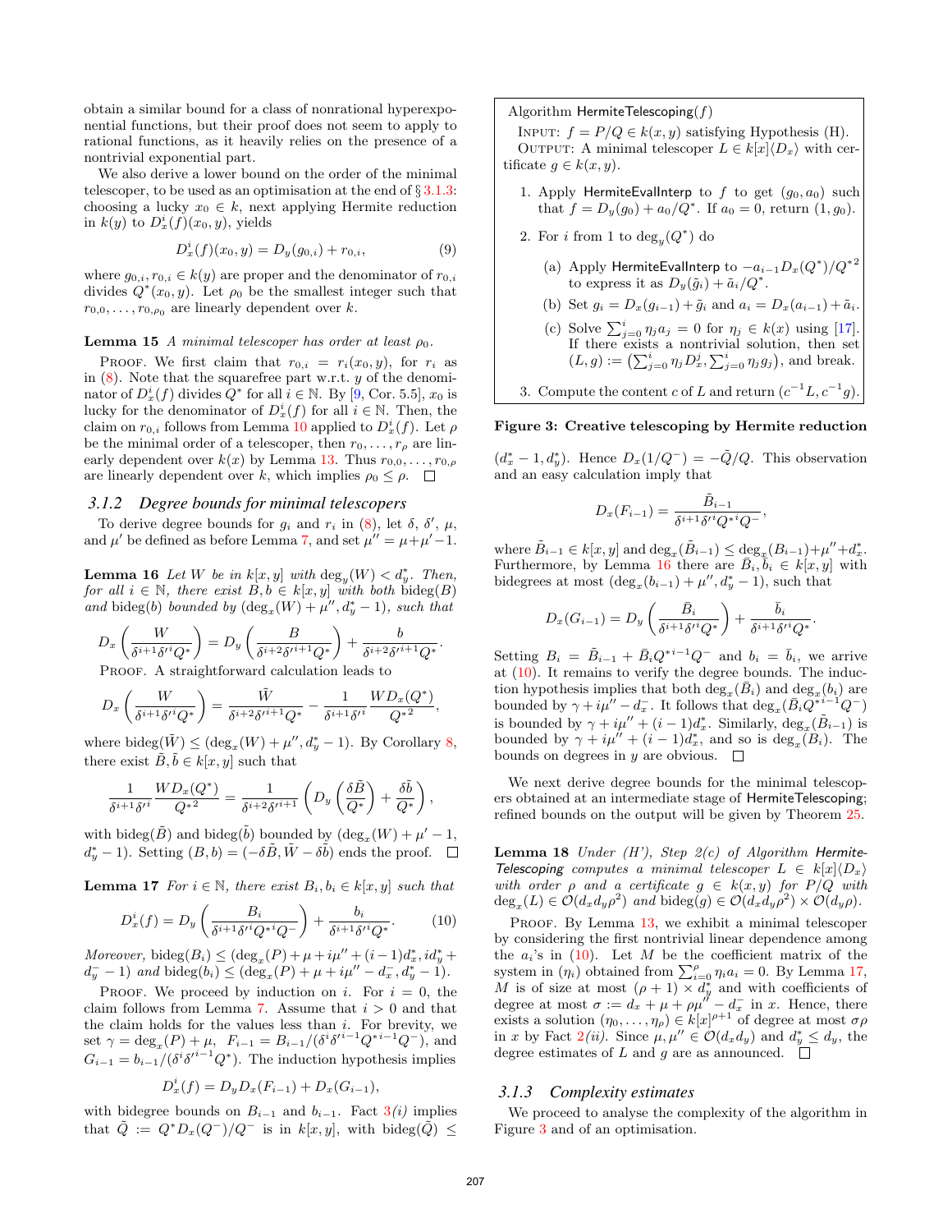obtain a similar bound for a class of nonrational hyperexponential functions, but their proof does not seem to apply to rational functions, as it heavily relies on the presence of a nontrivial exponential part.

We also derive a lower bound on the order of the minimal telescoper, to be used as an optimisation at the end of § 3.1.3: choosing a lucky $x_0 \in k$, next applying Hermite reduction in $k(y)$ to $D_x^i(f)(x_0, y)$, yields

$$D_x^i(f)(x_0, y) = D_y(g_{0,i}) + r_{0,i}, \tag{9}$$

where $g_{0,i}, r_{0,i} \in k(y)$ are proper and the denominator of $r_{0,i}$ divides $Q^*(x_0, y)$. Let $\rho_0$ be the smallest integer such that $r_{0,0}, \dots, r_{0,\rho_0}$ are linearly dependent over $k$.

**Lemma 15** *A minimal telescoper has order at least $\rho_0$.*

PROOF. We first claim that $r_{0,i} = r_i(x_0, y)$, for $r_i$ as in (8). Note that the squarefree part w.r.t. $y$ of the denominator of $D_x^i(f)$ divides $Q^*$ for all $i \in \mathbb{N}$. By [9, Cor. 5.5], $x_0$ is lucky for the denominator of $D_x^i(f)$ for all $i \in \mathbb{N}$. Then, the claim on $r_{0,i}$ follows from Lemma 10 applied to $D_x^i(f)$. Let $\rho$ be the minimal order of a telescoper, then $r_0, \dots, r_\rho$ are linearly dependent over $k(x)$ by Lemma 13. Thus $r_{0,0}, \dots, r_{0,\rho}$ are linearly dependent over $k$, which implies $\rho_0 \le \rho$. □

### 3.1.2 Degree bounds for minimal telescopers

To derive degree bounds for $g_i$ and $r_i$ in (8), let $\delta$, $\delta'$, $\mu$, and $\mu'$ be defined as before Lemma 7, and set $\mu'' = \mu + \mu' - 1$.

**Lemma 16** *Let $W$ be in $k[x, y]$ with $\deg_y(W) < d_y^*$. Then, for all $i \in \mathbb{N}$, there exist $B, b \in k[x, y]$ with both $\operatorname{bideg}(B)$ and $\operatorname{bideg}(b)$ bounded by $(\deg_x(W) + \mu'', d_y^* - 1)$, such that*

$$D_x\left(\frac{W}{\delta^{i+1}\delta'^i Q^*}\right) = D_y\left(\frac{B}{\delta^{i+2}\delta'^{i+1} Q^*}\right) + \frac{b}{\delta^{i+2}\delta'^{i+1} Q^*}.$$

PROOF. A straightforward calculation leads to

$$D_x\left(\frac{W}{\delta^{i+1}\delta'^i Q^*}\right) = \frac{\tilde{W}}{\delta^{i+2}\delta'^{i+1} Q^*} - \frac{1}{\delta^{i+1}\delta'^i} \frac{W D_x(Q^*)}{{Q^*}^2},$$

where $\operatorname{bideg}(\tilde{W}) \le (\deg_x(W) + \mu'', d_y^* - 1)$. By Corollary 8, there exist $\tilde{B}, \tilde{b} \in k[x, y]$ such that

$$\frac{1}{\delta^{i+1}\delta'^i} \frac{W D_x(Q^*)}{{Q^*}^2} = \frac{1}{\delta^{i+2}\delta'^{i+1}} \left(D_y\left(\frac{\delta \tilde{B}}{Q^*}\right) + \frac{\delta \tilde{b}}{Q^*}\right),$$

with $\operatorname{bideg}(\tilde{B})$ and $\operatorname{bideg}(\tilde{b})$ bounded by $(\deg_x(W) + \mu' - 1, d_y^* - 1)$. Setting $(B, b) = (-\delta \tilde{B}, \tilde{W} - \delta \tilde{b})$ ends the proof. □

**Lemma 17** *For $i \in \mathbb{N}$, there exist $B_i, b_i \in k[x, y]$ such that*

$$D_x^i(f) = D_y\left(\frac{B_i}{\delta^{i+1}\delta'^i {Q^*}^i Q^-}\right) + \frac{b_i}{\delta^{i+1}\delta'^i Q^*}. \tag{10}$$

*Moreover,* $\operatorname{bideg}(B_i) \le (\deg_x(P) + \mu + i\mu'' + (i-1)d_x^*, id_y^* + d_y^- - 1)$ *and* $\operatorname{bideg}(b_i) \le (\deg_x(P) + \mu + i\mu'' - d_x^-, d_y^* - 1)$.

PROOF. We proceed by induction on $i$. For $i = 0$, the claim follows from Lemma 7. Assume that $i > 0$ and that the claim holds for the values less than $i$. For brevity, we set $\gamma = \deg_x(P) + \mu$, $F_{i-1} = B_{i-1}/(\delta^i \delta'^{i-1} {Q^*}^{i-1} Q^-)$, and $G_{i-1} = b_{i-1}/(\delta^i \delta'^{i-1} Q^*)$. The induction hypothesis implies

$$D_x^i(f) = D_y D_x(F_{i-1}) + D_x(G_{i-1}),$$

with bidegree bounds on $B_{i-1}$ and $b_{i-1}$. Fact 3*(i)* implies that $\tilde{Q} := Q^* D_x(Q^-)/Q^-$ is in $k[x, y]$, with $\operatorname{bideg}(\tilde{Q}) \le (d_x^* - 1, d_y^*)$. Hence $D_x(1/Q^-) = -\tilde{Q}/Q$. This observation and an easy calculation imply that

$$D_x(F_{i-1}) = \frac{\tilde{B}_{i-1}}{\delta^{i+1}\delta'^i {Q^*}^i Q^-},$$

where $\tilde{B}_{i-1} \in k[x, y]$ and $\deg_x(\tilde{B}_{i-1}) \le \deg_x(B_{i-1}) + \mu'' + d_x^*$. Furthermore, by Lemma 16 there are $\bar{B}_i, \bar{b}_i \in k[x, y]$ with bidegrees at most $(\deg_x(b_{i-1}) + \mu'', d_y^* - 1)$, such that

$$D_x(G_{i-1}) = D_y\left(\frac{\bar{B}_i}{\delta^{i+1}\delta'^i Q^*}\right) + \frac{\bar{b}_i}{\delta^{i+1}\delta'^i Q^*}.$$

Setting $B_i = \tilde{B}_{i-1} + \bar{B}_i {Q^*}^{i-1} Q^-$ and $b_i = \bar{b}_i$, we arrive at (10). It remains to verify the degree bounds. The induction hypothesis implies that both $\deg_x(\bar{B}_i)$ and $\deg_x(b_i)$ are bounded by $\gamma + i\mu'' - d_x^-$. It follows that $\deg_x(\bar{B}_i {Q^*}^{i-1} Q^-)$ is bounded by $\gamma + i\mu'' + (i-1)d_x^*$. Similarly, $\deg_x(\tilde{B}_{i-1})$ is bounded by $\gamma + i\mu'' + (i-1)d_x^*$, and so is $\deg_x(B_i)$. The bounds on degrees in $y$ are obvious. □

---

Algorithm HermiteTelescoping($f$)

INPUT: $f = P/Q \in k(x, y)$ satisfying Hypothesis (H).
OUTPUT: A minimal telescoper $L \in k[x]\langle D_x \rangle$ with certificate $g \in k(x, y)$.

1. Apply HermiteEvalInterp to $f$ to get $(g_0, a_0)$ such that $f = D_y(g_0) + a_0/Q^*$. If $a_0 = 0$, return $(1, g_0)$.
2. For $i$ from 1 to $\deg_y(Q^*)$ do
   - (a) Apply HermiteEvalInterp to $-a_{i-1} D_x(Q^*)/{Q^*}^2$ to express it as $D_y(\tilde{g}_i) + \tilde{a}_i/Q^*$.
   - (b) Set $g_i = D_x(g_{i-1}) + \tilde{g}_i$ and $a_i = D_x(a_{i-1}) + \tilde{a}_i$.
   - (c) Solve $\sum_{j=0}^{i} \eta_j a_j = 0$ for $\eta_j \in k(x)$ using [17]. If there exists a nontrivial solution, then set $(L, g) := \left(\sum_{j=0}^{i} \eta_j D_x^j, \sum_{j=0}^{i} \eta_j g_j\right)$, and break.
3. Compute the content $c$ of $L$ and return $(c^{-1}L, c^{-1}g)$.

**Figure 3: Creative telescoping by Hermite reduction**

---

We next derive degree bounds for the minimal telescopers obtained at an intermediate stage of HermiteTelescoping; refined bounds on the output will be given by Theorem 25.

**Lemma 18** *Under (H'), Step 2(c) of Algorithm HermiteTelescoping computes a minimal telescoper $L \in k[x]\langle D_x \rangle$ with order $\rho$ and a certificate $g \in k(x, y)$ for $P/Q$ with $\deg_x(L) \in \mathcal{O}(d_x d_y \rho^2)$ and $\operatorname{bideg}(g) \in \mathcal{O}(d_x d_y \rho^2) \times \mathcal{O}(d_y \rho)$.*

PROOF. By Lemma 13, we exhibit a minimal telescoper by considering the first nontrivial linear dependence among the $a_i$'s in (10). Let $M$ be the coefficient matrix of the system in $(\eta_i)$ obtained from $\sum_{i=0}^{\rho} \eta_i a_i = 0$. By Lemma 17, $M$ is of size at most $(\rho + 1) \times d_y^*$ and with coefficients of degree at most $\sigma := d_x + \mu + \rho\mu'' - d_x^-$ in $x$. Hence, there exists a solution $(\eta_0, \dots, \eta_\rho) \in k[x]^{\rho+1}$ of degree at most $\sigma\rho$ in $x$ by Fact 2*(ii)*. Since $\mu, \mu'' \in \mathcal{O}(d_x d_y)$ and $d_y^* \le d_y$, the degree estimates of $L$ and $g$ are as announced. □

### 3.1.3 Complexity estimates

We proceed to analyse the complexity of the algorithm in Figure 3 and of an optimisation.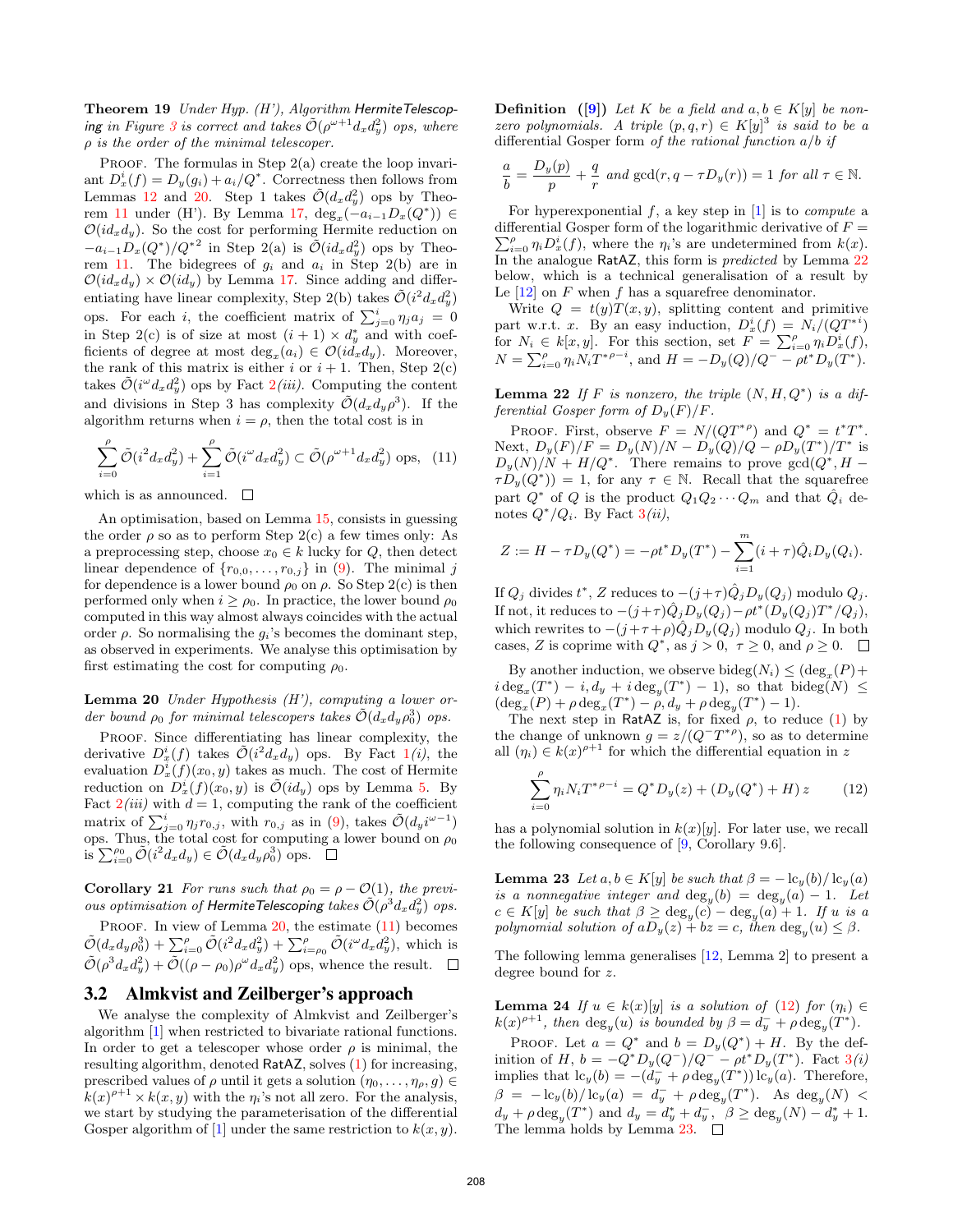**Theorem 19** *Under Hyp. (H'), Algorithm* HermiteTelescoping *in Figure 3 is correct and takes $\tilde{\mathcal{O}}(\rho^{\omega+1} d_x d_y^2)$ ops, where $\rho$ is the order of the minimal telescoper.*

Proof. The formulas in Step 2(a) create the loop invariant $D_x^i(f) = D_y(g_i) + a_i/Q^*$. Correctness then follows from Lemmas 12 and 20. Step 1 takes $\tilde{\mathcal{O}}(d_x d_y^2)$ ops by Theorem 11 under (H'). By Lemma 17, $\deg_x(-a_{i-1} D_x(Q^*)) \in \mathcal{O}(i d_x d_y)$. So the cost for performing Hermite reduction on $-a_{i-1} D_x(Q^*)/Q^{*2}$ in Step 2(a) is $\tilde{\mathcal{O}}(i d_x d_y^2)$ ops by Theorem 11. The bidegrees of $g_i$ and $a_i$ in Step 2(b) are in $\mathcal{O}(i d_x d_y) \times \mathcal{O}(d_y)$ by Lemma 17. Since adding and differentiating have linear complexity, Step 2(b) takes $\tilde{\mathcal{O}}(i^2 d_x d_y^2)$ ops. For each $i$, the coefficient matrix of $\sum_{j=0}^{i} \eta_j a_j = 0$ in Step 2(c) is of size at most $(i+1) \times d_y^*$ and with coefficients of degree at most $\deg_x(a_i) \in \mathcal{O}(i d_x d_y)$. Moreover, the rank of this matrix is either $i$ or $i+1$. Then, Step 2(c) takes $\tilde{\mathcal{O}}(i^\omega d_x d_y^2)$ ops by Fact 2*(iii)*. Computing the content and divisions in Step 3 has complexity $\tilde{\mathcal{O}}(d_x d_y \rho^3)$. If the algorithm returns when $i = \rho$, then the total cost is in

$$\sum_{i=0}^{\rho} \tilde{\mathcal{O}}(i^2 d_x d_y^2) + \sum_{i=1}^{\rho} \tilde{\mathcal{O}}(i^\omega d_x d_y^2) \subset \tilde{\mathcal{O}}(\rho^{\omega+1} d_x d_y^2) \text{ ops}, \quad (11)$$

which is as announced. ☐

An optimisation, based on Lemma 15, consists in guessing the order $\rho$ so as to perform Step 2(c) a few times only: As a preprocessing step, choose $x_0 \in k$ lucky for $Q$, then detect linear dependence of $\{r_{0,0}, \ldots, r_{0,j}\}$ in (9). The minimal $j$ for dependence is a lower bound $\rho_0$ on $\rho$. So Step 2(c) is then performed only when $i \geq \rho_0$. In practice, the lower bound $\rho_0$ computed in this way almost always coincides with the actual order $\rho$. So normalising the $g_i$'s becomes the dominant step, as observed in experiments. We analyse this optimisation by first estimating the cost for computing $\rho_0$.

**Lemma 20** *Under Hypothesis (H'), computing a lower order bound $\rho_0$ for minimal telescopers takes $\tilde{\mathcal{O}}(d_x d_y \rho_0^3)$ ops.*

Proof. Since differentiating has linear complexity, the derivative $D_x^i(f)$ takes $\tilde{\mathcal{O}}(i^2 d_x d_y)$ ops. By Fact 1*(i)*, the evaluation $D_x^i(f)(x_0, y)$ takes as much. The cost of Hermite reduction on $D_x^i(f)(x_0, y)$ is $\tilde{\mathcal{O}}(i d_y)$ ops by Lemma 5. By Fact 2*(iii)* with $d = 1$, computing the rank of the coefficient matrix of $\sum_{j=0}^{i} \eta_j r_{0,j}$, with $r_{0,j}$ as in (9), takes $\tilde{\mathcal{O}}(d_y i^{\omega-1})$ ops. Thus, the total cost for computing a lower bound on $\rho_0$ is $\sum_{i=0}^{\rho_0} \tilde{\mathcal{O}}(i^2 d_x d_y) \in \tilde{\mathcal{O}}(d_x d_y \rho_0^3)$ ops. ☐

**Corollary 21** *For runs such that $\rho_0 = \rho - \mathcal{O}(1)$, the previous optimisation of* HermiteTelescoping *takes $\tilde{\mathcal{O}}(\rho^3 d_x d_y^2)$ ops.*

Proof. In view of Lemma 20, the estimate (11) becomes $\tilde{\mathcal{O}}(d_x d_y \rho_0^3) + \sum_{i=0}^{\rho} \tilde{\mathcal{O}}(i^2 d_x d_y^2) + \sum_{i=\rho_0}^{\rho} \tilde{\mathcal{O}}(i^\omega d_x d_y^2)$, which is $\tilde{\mathcal{O}}(\rho^3 d_x d_y^2) + \tilde{\mathcal{O}}((\rho - \rho_0)\rho^\omega d_x d_y^2)$ ops, whence the result. ☐

## 3.2 Almkvist and Zeilberger's approach

We analyse the complexity of Almkvist and Zeilberger's algorithm [1] when restricted to bivariate rational functions. In order to get a telescoper whose order $\rho$ is minimal, the resulting algorithm, denoted RatAZ, solves (1) for increasing, prescribed values of $\rho$ until it gets a solution $(\eta_0, \ldots, \eta_\rho, g) \in k(x)^{\rho+1} \times k(x, y)$ with the $\eta_i$'s not all zero. For the analysis, we start by studying the parameterisation of the differential Gosper algorithm of [1] under the same restriction to $k(x, y)$.

**Definition** ([9]) *Let $K$ be a field and $a, b \in K[y]$ be nonzero polynomials. A triple $(p, q, r) \in K[y]^3$ is said to be a* differential Gosper form *of the rational function $a/b$ if*

$$\frac{a}{b} = \frac{D_y(p)}{p} + \frac{q}{r} \text{ and } \gcd(r, q - \tau D_y(r)) = 1 \text{ for all } \tau \in \mathbb{N}.$$

For hyperexponential $f$, a key step in [1] is to *compute* a differential Gosper form of the logarithmic derivative of $F = \sum_{i=0}^{\rho} \eta_i D_x^i(f)$, where the $\eta_i$'s are undetermined from $k(x)$. In the analogue RatAZ, this form is *predicted* by Lemma 22 below, which is a technical generalisation of a result by Le [12] on $F$ when $f$ has a squarefree denominator.

Write $Q = t(y) T(x, y)$, splitting content and primitive part w.r.t. $x$. By an easy induction, $D_x^i(f) = N_i/(Q T^{*i})$ for $N_i \in k[x, y]$. For this section, set $F = \sum_{i=0}^{\rho} \eta_i D_x^i(f)$, $N = \sum_{i=0}^{\rho} \eta_i N_i T^{*\rho-i}$, and $H = -D_y(Q)/Q^- - \rho t^* D_y(T^*)$.

**Lemma 22** *If $F$ is nonzero, the triple $(N, H, Q^*)$ is a differential Gosper form of $D_y(F)/F$.*

Proof. First, observe $F = N/(Q T^{*\rho})$ and $Q^* = t^* T^*$. Next, $D_y(F)/F = D_y(N)/N - D_y(Q)/Q - \rho D_y(T^*)/T^*$ is $D_y(N)/N + H/Q^*$. There remains to prove $\gcd(Q^*, H - \tau D_y(Q^*)) = 1$, for any $\tau \in \mathbb{N}$. Recall that the squarefree part $Q^*$ of $Q$ is the product $Q_1 Q_2 \cdots Q_m$ and that $\hat{Q}_i$ denotes $Q^*/Q_i$. By Fact 3*(ii)*,

$$Z := H - \tau D_y(Q^*) = -\rho t^* D_y(T^*) - \sum_{i=1}^{m} (i + \tau) \hat{Q}_i D_y(Q_i).$$

If $Q_j$ divides $t^*$, $Z$ reduces to $-(j+\tau)\hat{Q}_j D_y(Q_j)$ modulo $Q_j$. If not, it reduces to $-(j+\tau)\hat{Q}_j D_y(Q_j) - \rho t^* (D_y(Q_j) T^*/Q_j)$, which rewrites to $-(j+\tau+\rho)\hat{Q}_j D_y(Q_j)$ modulo $Q_j$. In both cases, $Z$ is coprime with $Q^*$, as $j > 0$, $\tau \geq 0$, and $\rho \geq 0$. ☐

By another induction, we observe $\operatorname{bideg}(N_i) \leq (\deg_x(P) + i \deg_x(T^*) - i, d_y + i \deg_y(T^*) - 1)$, so that $\operatorname{bideg}(N) \leq (\deg_x(P) + \rho \deg_x(T^*) - \rho, d_y + \rho \deg_y(T^*) - 1)$.

The next step in RatAZ is, for fixed $\rho$, to reduce (1) by the change of unknown $g = z/(Q^- T^{*\rho})$, so as to determine all $(\eta_i) \in k(x)^{\rho+1}$ for which the differential equation in $z$

$$\sum_{i=0}^{\rho} \eta_i N_i T^{*\rho-i} = Q^* D_y(z) + (D_y(Q^*) + H)\, z \quad (12)$$

has a polynomial solution in $k(x)[y]$. For later use, we recall the following consequence of [9, Corollary 9.6].

**Lemma 23** *Let $a, b \in K[y]$ be such that $\beta = -\operatorname{lc}_y(b)/\operatorname{lc}_y(a)$ is a nonnegative integer and $\deg_y(b) = \deg_y(a) - 1$. Let $c \in K[y]$ be such that $\beta \geq \deg_y(c) - \deg_y(a) + 1$. If $u$ is a polynomial solution of $a D_y(z) + bz = c$, then $\deg_y(u) \leq \beta$.*

The following lemma generalises [12, Lemma 2] to present a degree bound for $z$.

**Lemma 24** *If $u \in k(x)[y]$ is a solution of (12) for $(\eta_i) \in k(x)^{\rho+1}$, then $\deg_y(u)$ is bounded by $\beta = d_y^- + \rho \deg_y(T^*)$.*

Proof. Let $a = Q^*$ and $b = D_y(Q^*) + H$. By the definition of $H$, $b = -Q^* D_y(Q^-)/Q^- - \rho t^* D_y(T^*)$. Fact 3*(i)* implies that $\operatorname{lc}_y(b) = -(d_y^- + \rho \deg_y(T^*)) \operatorname{lc}_y(a)$. Therefore, $\beta = -\operatorname{lc}_y(b)/\operatorname{lc}_y(a) = d_y^- + \rho \deg_y(T^*)$. As $\deg_y(N) < d_y + \rho \deg_y(T^*)$ and $d_y = d_y^* + d_y^-$, $\beta \geq \deg_y(N) - d_y^* + 1$. The lemma holds by Lemma 23. ☐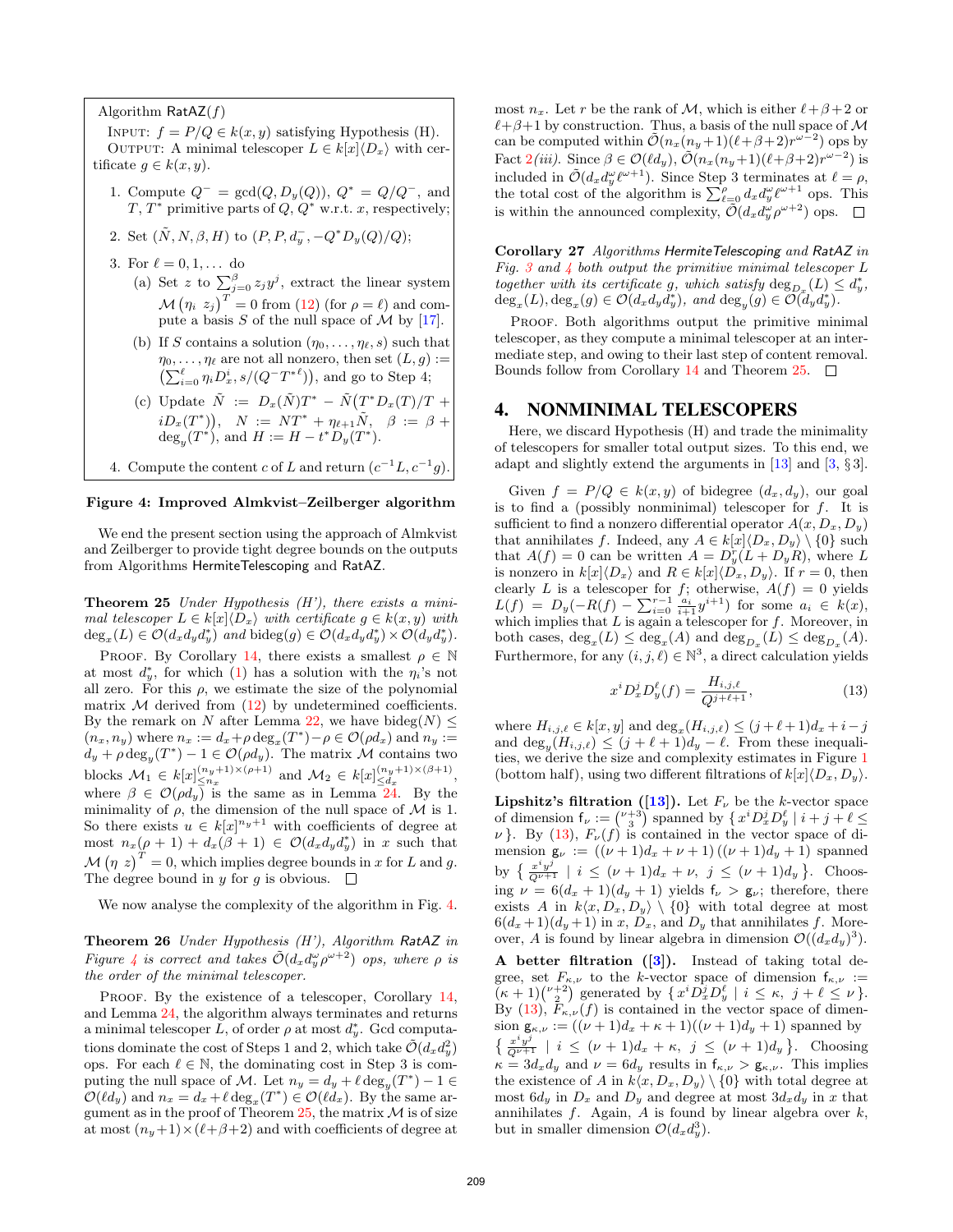Algorithm $\mathsf{RatAZ}(f)$

INPUT: $f = P/Q \in k(x, y)$ satisfying Hypothesis (H).
OUTPUT: A minimal telescoper $L \in k[x]\langle D_x\rangle$ with certificate $g \in k(x, y)$.

1. Compute $Q^- = \gcd(Q, D_y(Q))$, $Q^* = Q/Q^-$, and $T$, $T^*$ primitive parts of $Q$, $Q^*$ w.r.t. $x$, respectively;
2. Set $(\tilde{N}, N, \beta, H)$ to $(P, P, d_y^-, -Q^* D_y(Q)/Q)$;
3. For $\ell = 0, 1, \ldots$ do
   (a) Set $z$ to $\sum_{j=0}^{\beta} z_j y^j$, extract the linear system $\mathcal{M}\begin{pmatrix}\eta_i & z_j\end{pmatrix}^T = 0$ from (12) (for $\rho = \ell$) and compute a basis $S$ of the null space of $\mathcal{M}$ by [17].
   (b) If $S$ contains a solution $(\eta_0, \ldots, \eta_\ell, s)$ such that $\eta_0, \ldots, \eta_\ell$ are not all nonzero, then set $(L, g) := \left(\sum_{i=0}^{\ell} \eta_i D_x^i, s/(Q^- T^{*\ell})\right)$, and go to Step 4;
   (c) Update $\tilde{N} := D_x(\tilde{N})T^* - \tilde{N}\left(T^* D_x(T)/T + iD_x(T^*)\right)$, $N := NT^* + \eta_{\ell+1}\tilde{N}$, $\beta := \beta + \deg_y(T^*)$, and $H := H - t^* D_y(T^*)$.
4. Compute the content $c$ of $L$ and return $(c^{-1}L, c^{-1}g)$.

**Figure 4: Improved Almkvist–Zeilberger algorithm**

We end the present section using the approach of Almkvist and Zeilberger to provide tight degree bounds on the outputs from Algorithms $\mathsf{HermiteTelescoping}$ and $\mathsf{RatAZ}$.

**Theorem 25** *Under Hypothesis (H'), there exists a minimal telescoper $L \in k[x]\langle D_x\rangle$ with certificate $g \in k(x, y)$ with $\deg_x(L) \in \mathcal{O}(d_x d_y d_y^*)$ and $\operatorname{bideg}(g) \in \mathcal{O}(d_x d_y d_y^*) \times \mathcal{O}(d_y d_y^*)$.*

PROOF. By Corollary 14, there exists a smallest $\rho \in \mathbb{N}$ at most $d_y^*$, for which (1) has a solution with the $\eta_i$'s not all zero. For this $\rho$, we estimate the size of the polynomial matrix $\mathcal{M}$ derived from (12) by undetermined coefficients. By the remark on $N$ after Lemma 22, we have $\operatorname{bideg}(N) \le (n_x, n_y)$ where $n_x := d_x + \rho \deg_x(T^*) - \rho \in \mathcal{O}(\rho d_x)$ and $n_y := d_y + \rho \deg_y(T^*) - 1 \in \mathcal{O}(\rho d_y)$. The matrix $\mathcal{M}$ contains two blocks $\mathcal{M}_1 \in k[x]_{\le n_x}^{(n_y+1)\times(\rho+1)}$ and $\mathcal{M}_2 \in k[x]_{\le d_x}^{(n_y+1)\times(\beta+1)}$, where $\beta \in \mathcal{O}(\rho d_y)$ is the same as in Lemma 24. By the minimality of $\rho$, the dimension of the null space of $\mathcal{M}$ is 1. So there exists $u \in k[x]^{n_y+1}$ with coefficients of degree at most $n_x(\rho + 1) + d_x(\beta + 1) \in \mathcal{O}(d_x d_y d_y^*)$ in $x$ such that $\mathcal{M}\begin{pmatrix}\eta & z\end{pmatrix}^T = 0$, which implies degree bounds in $x$ for $L$ and $g$. The degree bound in $y$ for $g$ is obvious. $\square$

We now analyse the complexity of the algorithm in Fig. 4.

**Theorem 26** *Under Hypothesis (H'), Algorithm $\mathsf{RatAZ}$ in Figure 4 is correct and takes $\tilde{\mathcal{O}}(d_x d_y^\omega \rho^{\omega+2})$ ops, where $\rho$ is the order of the minimal telescoper.*

PROOF. By the existence of a telescoper, Corollary 14, and Lemma 24, the algorithm always terminates and returns a minimal telescoper $L$, of order $\rho$ at most $d_y^*$. Gcd computations dominate the cost of Steps 1 and 2, which take $\tilde{\mathcal{O}}(d_x d_y^2)$ ops. For each $\ell \in \mathbb{N}$, the dominating cost in Step 3 is computing the null space of $\mathcal{M}$. Let $n_y = d_y + \ell \deg_y(T^*) - 1 \in \mathcal{O}(\ell d_y)$ and $n_x = d_x + \ell \deg_x(T^*) \in \mathcal{O}(\ell d_x)$. By the same argument as in the proof of Theorem 25, the matrix $\mathcal{M}$ is of size at most $(n_y+1)\times(\ell+\beta+2)$ and with coefficients of degree at most $n_x$. Let $r$ be the rank of $\mathcal{M}$, which is either $\ell+\beta+2$ or $\ell+\beta+1$ by construction. Thus, a basis of the null space of $\mathcal{M}$ can be computed within $\tilde{\mathcal{O}}(n_x(n_y+1)(\ell+\beta+2)r^{\omega-2})$ ops by Fact 2*(iii)*. Since $\beta \in \mathcal{O}(\ell d_y)$, $\tilde{\mathcal{O}}(n_x(n_y+1)(\ell+\beta+2)r^{\omega-2})$ is included in $\tilde{\mathcal{O}}(d_x d_y^\omega \ell^{\omega+1})$. Since Step 3 terminates at $\ell = \rho$, the total cost of the algorithm is $\sum_{\ell=0}^{\rho} d_x d_y^\omega \ell^{\omega+1}$ ops. This is within the announced complexity, $\tilde{\mathcal{O}}(d_x d_y^\omega \rho^{\omega+2})$ ops. $\square$

**Corollary 27** *Algorithms $\mathsf{HermiteTelescoping}$ and $\mathsf{RatAZ}$ in Fig. 3 and 4 both output the primitive minimal telescoper $L$ together with its certificate $g$, which satisfy $\deg_{D_x}(L) \le d_y^*$, $\deg_x(L), \deg_x(g) \in \mathcal{O}(d_x d_y d_y^*)$, and $\deg_y(g) \in \mathcal{O}(d_y d_y^*)$.*

PROOF. Both algorithms output the primitive minimal telescoper, as they compute a minimal telescoper at an intermediate step, and owing to their last step of content removal. Bounds follow from Corollary 14 and Theorem 25. $\square$

## 4. NONMINIMAL TELESCOPERS

Here, we discard Hypothesis (H) and trade the minimality of telescopers for smaller total output sizes. To this end, we adapt and slightly extend the arguments in [13] and [3, § 3].

Given $f = P/Q \in k(x, y)$ of bidegree $(d_x, d_y)$, our goal is to find a (possibly nonminimal) telescoper for $f$. It is sufficient to find a nonzero differential operator $A(x, D_x, D_y)$ that annihilates $f$. Indeed, any $A \in k[x]\langle D_x, D_y\rangle \setminus \{0\}$ such that $A(f) = 0$ can be written $A = D_y^r(L + D_y R)$, where $L$ is nonzero in $k[x]\langle D_x\rangle$ and $R \in k[x]\langle D_x, D_y\rangle$. If $r = 0$, then clearly $L$ is a telescoper for $f$; otherwise, $A(f) = 0$ yields $L(f) = D_y\left(-R(f) - \sum_{i=0}^{r-1} \frac{a_i}{i+1} y^{i+1}\right)$ for some $a_i \in k(x)$, which implies that $L$ is again a telescoper for $f$. Moreover, in both cases, $\deg_x(L) \le \deg_x(A)$ and $\deg_{D_x}(L) \le \deg_{D_x}(A)$. Furthermore, for any $(i, j, \ell) \in \mathbb{N}^3$, a direct calculation yields

$$x^i D_x^j D_y^\ell(f) = \frac{H_{i,j,\ell}}{Q^{j+\ell+1}}, \tag{13}$$

where $H_{i,j,\ell} \in k[x, y]$ and $\deg_x(H_{i,j,\ell}) \le (j+\ell+1)d_x + i - j$ and $\deg_y(H_{i,j,\ell}) \le (j+\ell+1)d_y - \ell$. From these inequalities, we derive the size and complexity estimates in Figure 1 (bottom half), using two different filtrations of $k[x]\langle D_x, D_y\rangle$.

**Lipshitz's filtration ([13]).** Let $F_\nu$ be the $k$-vector space of dimension $\mathsf{f}_\nu := \binom{\nu+3}{3}$ spanned by $\{ x^i D_x^j D_y^\ell \mid i + j + \ell \le \nu \}$. By (13), $F_\nu(f)$ is contained in the vector space of dimension $\mathsf{g}_\nu := ((\nu+1)d_x + \nu + 1)((\nu+1)d_y + 1)$ spanned by $\left\{ \frac{x^i y^j}{Q^{\nu+1}} \mid i \le (\nu+1)d_x + \nu,\ j \le (\nu+1)d_y \right\}$. Choosing $\nu = 6(d_x+1)(d_y+1)$ yields $\mathsf{f}_\nu > \mathsf{g}_\nu$; therefore, there exists $A$ in $k\langle x, D_x, D_y\rangle \setminus \{0\}$ with total degree at most $6(d_x+1)(d_y+1)$ in $x$, $D_x$, and $D_y$ that annihilates $f$. Moreover, $A$ is found by linear algebra in dimension $\mathcal{O}((d_x d_y)^3)$.

**A better filtration ([3]).** Instead of taking total degree, set $F_{\kappa,\nu}$ to the $k$-vector space of dimension $\mathsf{f}_{\kappa,\nu} := (\kappa+1)\binom{\nu+2}{2}$ generated by $\{ x^i D_x^j D_y^\ell \mid i \le \kappa,\ j + \ell \le \nu \}$. By (13), $F_{\kappa,\nu}(f)$ is contained in the vector space of dimension $\mathsf{g}_{\kappa,\nu} := ((\nu+1)d_x + \kappa + 1)((\nu+1)d_y + 1)$ spanned by $\left\{ \frac{x^i y^j}{Q^{\nu+1}} \mid i \le (\nu+1)d_x + \kappa,\ j \le (\nu+1)d_y \right\}$. Choosing $\kappa = 3d_x d_y$ and $\nu = 6d_y$ results in $\mathsf{f}_{\kappa,\nu} > \mathsf{g}_{\kappa,\nu}$. This implies the existence of $A$ in $k\langle x, D_x, D_y\rangle \setminus \{0\}$ with total degree at most $6d_y$ in $D_x$ and $D_y$ and degree at most $3d_x d_y$ in $x$ that annihilates $f$. Again, $A$ is found by linear algebra over $k$, but in smaller dimension $\mathcal{O}(d_x d_y^3)$.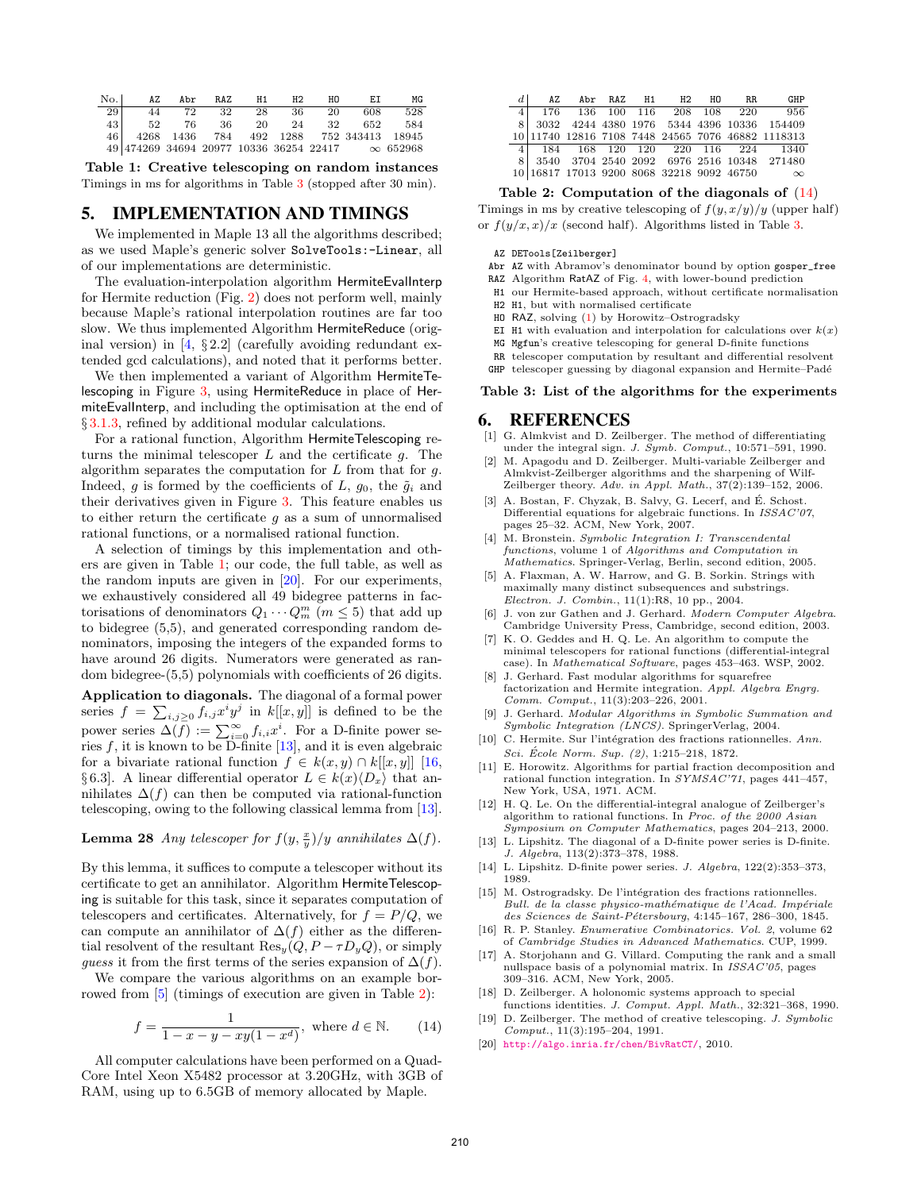| No. | AZ | Abr | RAZ | H1 | H2 | HO | EI | MG |
|---|---|---|---|---|---|---|---|---|
| 29 | 44 | 72 | 32 | 28 | 36 | 20 | 608 | 528 |
| 43 | 52 | 76 | 36 | 20 | 24 | 32 | 652 | 584 |
| 46 | 4268 | 1436 | 784 | 492 | 1288 | 752 | 343413 | 18945 |
| 49 | 474269 | 34694 | 20977 | 10336 | 36254 | 22417 | $\infty$ | 652968 |

**Table 1: Creative telescoping on random instances**
Timings in ms for algorithms in Table 3 (stopped after 30 min).

## 5. IMPLEMENTATION AND TIMINGS

We implemented in Maple 13 all the algorithms described; as we used Maple's generic solver `SolveTools:-Linear`, all of our implementations are deterministic.

The evaluation-interpolation algorithm HermiteEvalInterp for Hermite reduction (Fig. 2) does not perform well, mainly because Maple's rational interpolation routines are far too slow. We thus implemented Algorithm HermiteReduce (original version) in [4, § 2.2] (carefully avoiding redundant extended gcd calculations), and noted that it performs better.

We then implemented a variant of Algorithm HermiteTelescoping in Figure 3, using HermiteReduce in place of HermiteEvalInterp, and including the optimisation at the end of § 3.1.3, refined by additional modular calculations.

For a rational function, Algorithm HermiteTelescoping returns the minimal telescoper $L$ and the certificate $g$. The algorithm separates the computation for $L$ from that for $g$. Indeed, $g$ is formed by the coefficients of $L$, $g_0$, the $\tilde{g}_i$ and their derivatives given in Figure 3. This feature enables us to either return the certificate $g$ as a sum of unnormalised rational functions, or a normalised rational function.

A selection of timings by this implementation and others are given in Table 1; our code, the full table, as well as the random inputs are given in [20]. For our experiments, we exhaustively considered all 49 bidegree patterns in factorisations of denominators $Q_1 \cdots Q_m^m$ ($m \leq 5$) that add up to bidegree (5,5), and generated corresponding random denominators, imposing the integers of the expanded forms to have around 26 digits. Numerators were generated as random bidegree-(5,5) polynomials with coefficients of 26 digits.

**Application to diagonals.** The diagonal of a formal power series $f = \sum_{i,j\geq 0} f_{i,j} x^i y^j$ in $k[[x,y]]$ is defined to be the power series $\Delta(f) := \sum_{i=0}^{\infty} f_{i,i} x^i$. For a D-finite power series $f$, it is known to be D-finite [13], and it is even algebraic for a bivariate rational function $f \in k(x,y) \cap k[[x,y]]$ [16, § 6.3]. A linear differential operator $L \in k(x)\langle D_x \rangle$ that annihilates $\Delta(f)$ can then be computed via rational-function telescoping, owing to the following classical lemma from [13].

**Lemma 28** *Any telescoper for $f(y, \frac{x}{y})/y$ annihilates $\Delta(f)$.*

By this lemma, it suffices to compute a telescoper without its certificate to get an annihilator. Algorithm HermiteTelescoping is suitable for this task, since it separates computation of telescopers and certificates. Alternatively, for $f = P/Q$, we can compute an annihilator of $\Delta(f)$ either as the differential resolvent of the resultant $\operatorname{Res}_y(Q, P - \tau D_y Q)$, or simply *guess* it from the first terms of the series expansion of $\Delta(f)$.

We compare the various algorithms on an example borrowed from [5] (timings of execution are given in Table 2):

$$f = \frac{1}{1 - x - y - xy(1 - x^d)}, \text{ where } d \in \mathbb{N}. \qquad (14)$$

All computer calculations have been performed on a Quad-Core Intel Xeon X5482 processor at 3.20GHz, with 3GB of RAM, using up to 6.5GB of memory allocated by Maple.

| $d$ | AZ | Abr | RAZ | H1 | H2 | HO | RR | GHP |
|---|---|---|---|---|---|---|---|---|
| 4 | 176 | 136 | 100 | 116 | 208 | 108 | 220 | 956 |
| 8 | 3032 | 4244 | 4380 | 1976 | 5344 | 4396 | 10336 | 154409 |
| 10 | 11740 | 12816 | 7108 | 7448 | 24565 | 7076 | 46882 | 1118313 |
| 4 | 184 | 168 | 120 | 120 | 220 | 116 | 224 | 1340 |
| 8 | 3540 | 3704 | 2540 | 2092 | 6976 | 2516 | 10348 | 271480 |
| 10 | 16817 | 17013 | 9200 | 8068 | 32218 | 9092 | 46750 | $\infty$ |

**Table 2: Computation of the diagonals of (14)**
Timings in ms by creative telescoping of $f(y, x/y)/y$ (upper half) or $f(y/x, x)/x$ (second half). Algorithms listed in Table 3.

| | |
|---|---|
| AZ | DETools[Zeilberger] |
| Abr | AZ with Abramov's denominator bound by shop `gosper_free` |
| RAZ | Algorithm RatAZ of Fig. 4, with lower-bound prediction |
| H1 | our Hermite-based approach, without certificate normalisation |
| H2 | H1, but with normalised certificate |
| HO | RAZ, solving (1) by Horowitz–Ostrogradsky |
| EI | H1 with evaluation and interpolation for calculations over $k(x)$ |
| MG | Mgfun's creative telescoping for general D-finite functions |
| RR | telescoper computation by resultant and differential resolvent |
| GHP | telescoper guessing by diagonal expansion and Hermite–Padé |

**Table 3: List of the algorithms for the experiments**

## 6. REFERENCES

[1] G. Almkvist and D. Zeilberger. The method of differentiating under the integral sign. *J. Symb. Comput.*, 10:571–591, 1990.

[2] M. Apagodu and D. Zeilberger. Multi-variable Zeilberger and Almkvist-Zeilberger algorithms and the sharpening of Wilf-Zeilberger theory. *Adv. in Appl. Math.*, 37(2):139–152, 2006.

[3] A. Bostan, F. Chyzak, B. Salvy, G. Lecerf, and É. Schost. Differential equations for algebraic functions. In *ISSAC'07*, pages 25–32. ACM, New York, 2007.

[4] M. Bronstein. *Symbolic Integration I: Transcendental functions*, volume 1 of *Algorithms and Computation in Mathematics*. Springer-Verlag, Berlin, second edition, 2005.

[5] A. Flaxman, A. W. Harrow, and G. B. Sorkin. Strings with maximally many distinct subsequences and substrings. *Electron. J. Combin.*, 11(1):R8, 10 pp., 2004.

[6] J. von zur Gathen and J. Gerhard. *Modern Computer Algebra*. Cambridge University Press, Cambridge, second edition, 2003.

[7] K. O. Geddes and H. Q. Le. An algorithm to compute the minimal telescopers for rational functions (differential-integral case). In *Mathematical Software*, pages 453–463. WSP, 2002.

[8] J. Gerhard. Fast modular algorithms for squarefree factorization and Hermite integration. *Appl. Algebra Engrg. Comm. Comput.*, 11(3):203–226, 2001.

[9] J. Gerhard. *Modular Algorithms in Symbolic Summation and Symbolic Integration (LNCS)*. SpringerVerlag, 2004.

[10] C. Hermite. Sur l'intégration des fractions rationnelles. *Ann. Sci. École Norm. Sup. (2)*, 1:215–218, 1872.

[11] E. Horowitz. Algorithms for partial fraction decomposition and rational function integration. In *SYMSAC'71*, pages 441–457, New York, USA, 1971. ACM.

[12] H. Q. Le. On the differential-integral analogue of Zeilberger's algorithm to rational functions. In *Proc. of the 2000 Asian Symposium on Computer Mathematics*, pages 204–213, 2000.

[13] L. Lipshitz. The diagonal of a D-finite power series is D-finite. *J. Algebra*, 113(2):373–378, 1988.

[14] L. Lipshitz. D-finite power series. *J. Algebra*, 122(2):353–373, 1989.

[15] M. Ostrogradsky. De l'intégration des fractions rationnelles. *Bull. de la classe physico-mathématique de l'Acad. Impériale des Sciences de Saint-Pétersbourg*, 4:145–167, 286–300, 1845.

[16] R. P. Stanley. *Enumerative Combinatorics. Vol. 2*, volume 62 of *Cambridge Studies in Advanced Mathematics*. CUP, 1999.

[17] A. Storjohann and G. Villard. Computing the rank and a small nullspace basis of a polynomial matrix. In *ISSAC'05*, pages 309–316. ACM, New York, 2005.

[18] D. Zeilberger. A holonomic systems approach to special functions identities. *J. Comput. Appl. Math.*, 32:321–368, 1990.

[19] D. Zeilberger. The method of creative telescoping. *J. Symbolic Comput.*, 11(3):195–204, 1991.

[20] http://algo.inria.fr/chen/BivRatCT/, 2010.